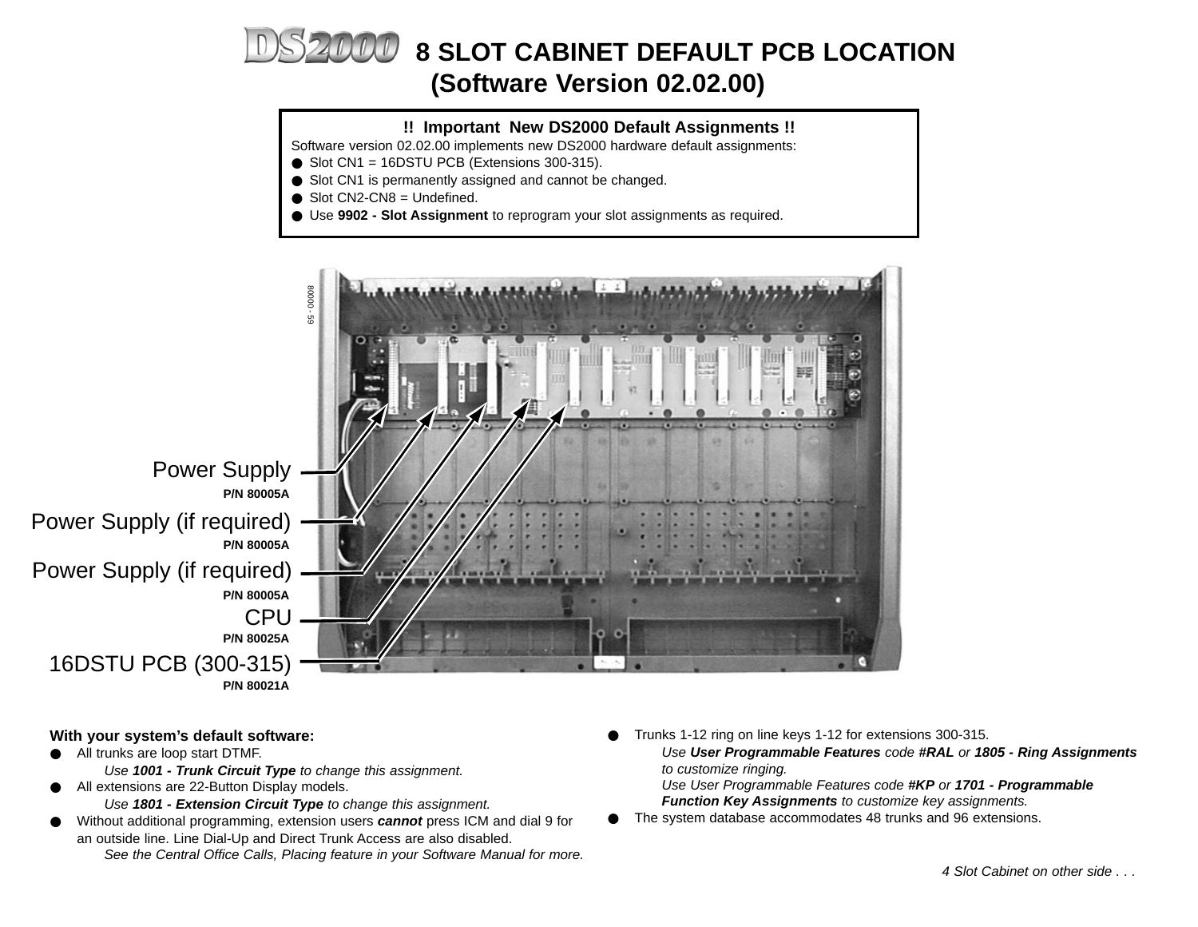# DS2000 8 SLOT CABINET DEFAULT PCB LOCATION (Software Version 02.02.00)

**!! Important New DS2000 Default Assignments !!**

Software version 02.02.00 implements new DS2000 hardware default assignments:

- Slot CN1 = 16DSTU PCB (Extensions 300-315).
- Slot CN1 is permanently assigned and cannot be changed.
- Slot CN2-CN8 = Undefined.
- Use **9902 - Slot Assignment** to reprogram your slot assignments as required.

80000 - 59

Power Supply
**P/N 80005A**

Power Supply (if required)
**P/N 80005A**

Power Supply (if required)
**P/N 80005A**

CPU
**P/N 80025A**

16DSTU PCB (300-315)
**P/N 80021A**

**With your system's default software:**

- All trunks are loop start DTMF.
  *Use **1001 - Trunk Circuit Type** to change this assignment.*
- All extensions are 22-Button Display models.
  *Use **1801 - Extension Circuit Type** to change this assignment.*
- Without additional programming, extension users ***cannot*** press ICM and dial 9 for an outside line. Line Dial-Up and Direct Trunk Access are also disabled.
  *See the Central Office Calls, Placing feature in your Software Manual for more.*
- Trunks 1-12 ring on line keys 1-12 for extensions 300-315.
  *Use **User Programmable Features** code **#RAL** or **1805 - Ring Assignments** to customize ringing.*
  *Use User Programmable Features code **#KP** or **1701 - Programmable Function Key Assignments** to customize key assignments.*
- The system database accommodates 48 trunks and 96 extensions.

*4 Slot Cabinet on other side . . .*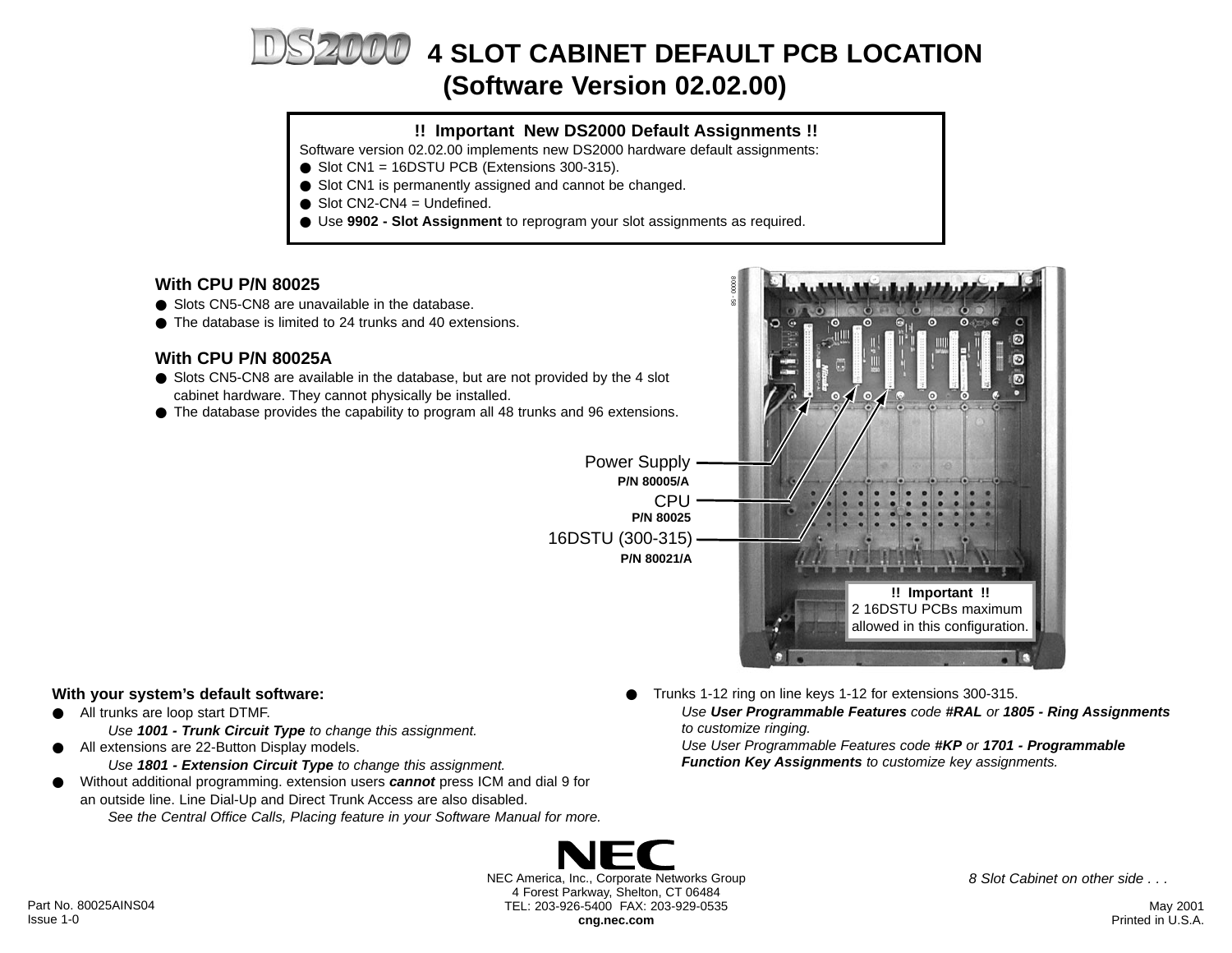# DS2000 4 SLOT CABINET DEFAULT PCB LOCATION (Software Version 02.02.00)

**!! Important New DS2000 Default Assignments !!**

Software version 02.02.00 implements new DS2000 hardware default assignments:

- Slot CN1 = 16DSTU PCB (Extensions 300-315).
- Slot CN1 is permanently assigned and cannot be changed.
- Slot CN2-CN4 = Undefined.
- Use **9902 - Slot Assignment** to reprogram your slot assignments as required.

### With CPU P/N 80025

- Slots CN5-CN8 are unavailable in the database.
- The database is limited to 24 trunks and 40 extensions.

### With CPU P/N 80025A

- Slots CN5-CN8 are available in the database, but are not provided by the 4 slot cabinet hardware. They cannot physically be installed.
- The database provides the capability to program all 48 trunks and 96 extensions.

80000 - 58

Power Supply
**P/N 80005/A**

CPU
**P/N 80025**

16DSTU (300-315)
**P/N 80021/A**

**!! Important !!**
2 16DSTU PCBs maximum allowed in this configuration.

### With your system's default software:

- All trunks are loop start DTMF.
  *Use **1001 - Trunk Circuit Type** to change this assignment.*
- All extensions are 22-Button Display models.
  *Use **1801 - Extension Circuit Type** to change this assignment.*
- Without additional programming. extension users ***cannot*** press ICM and dial 9 for an outside line. Line Dial-Up and Direct Trunk Access are also disabled.
  *See the Central Office Calls, Placing feature in your Software Manual for more.*
- Trunks 1-12 ring on line keys 1-12 for extensions 300-315.
  *Use **User Programmable Features** code **#RAL** or **1805 - Ring Assignments** to customize ringing.*
  *Use User Programmable Features code **#KP** or **1701 - Programmable Function Key Assignments** to customize key assignments.*

NEC

NEC America, Inc., Corporate Networks Group
4 Forest Parkway, Shelton, CT 06484
TEL: 203-926-5400 FAX: 203-929-0535
**cng.nec.com**

*8 Slot Cabinet on other side . . .*

Part No. 80025AINS04
Issue 1-0

May 2001
Printed in U.S.A.